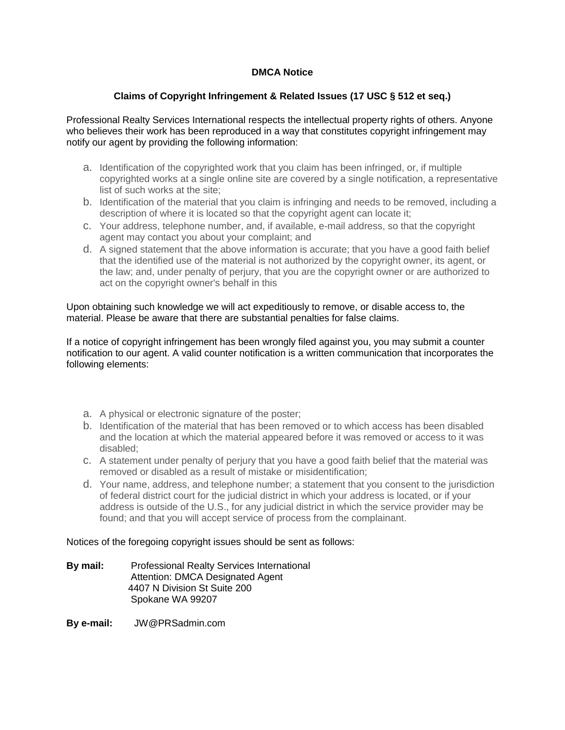**DMCA Notice**

**Claims of Copyright Infringement & Related Issues (17 USC § 512 et seq.)**

Professional Realty Services International respects the intellectual property rights of others. Anyone who believes their work has been reproduced in a way that constitutes copyright infringement may notify our agent by providing the following information:

a. Identification of the copyrighted work that you claim has been infringed, or, if multiple copyrighted works at a single online site are covered by a single notification, a representative list of such works at the site;
b. Identification of the material that you claim is infringing and needs to be removed, including a description of where it is located so that the copyright agent can locate it;
c. Your address, telephone number, and, if available, e-mail address, so that the copyright agent may contact you about your complaint; and
d. A signed statement that the above information is accurate; that you have a good faith belief that the identified use of the material is not authorized by the copyright owner, its agent, or the law; and, under penalty of perjury, that you are the copyright owner or are authorized to act on the copyright owner's behalf in this

Upon obtaining such knowledge we will act expeditiously to remove, or disable access to, the material. Please be aware that there are substantial penalties for false claims.

If a notice of copyright infringement has been wrongly filed against you, you may submit a counter notification to our agent. A valid counter notification is a written communication that incorporates the following elements:

a. A physical or electronic signature of the poster;
b. Identification of the material that has been removed or to which access has been disabled and the location at which the material appeared before it was removed or access to it was disabled;
c. A statement under penalty of perjury that you have a good faith belief that the material was removed or disabled as a result of mistake or misidentification;
d. Your name, address, and telephone number; a statement that you consent to the jurisdiction of federal district court for the judicial district in which your address is located, or if your address is outside of the U.S., for any judicial district in which the service provider may be found; and that you will accept service of process from the complainant.

Notices of the foregoing copyright issues should be sent as follows:

**By mail:** Professional Realty Services International
Attention: DMCA Designated Agent
4407 N Division St Suite 200
Spokane WA 99207

**By e-mail:** JW@PRSadmin.com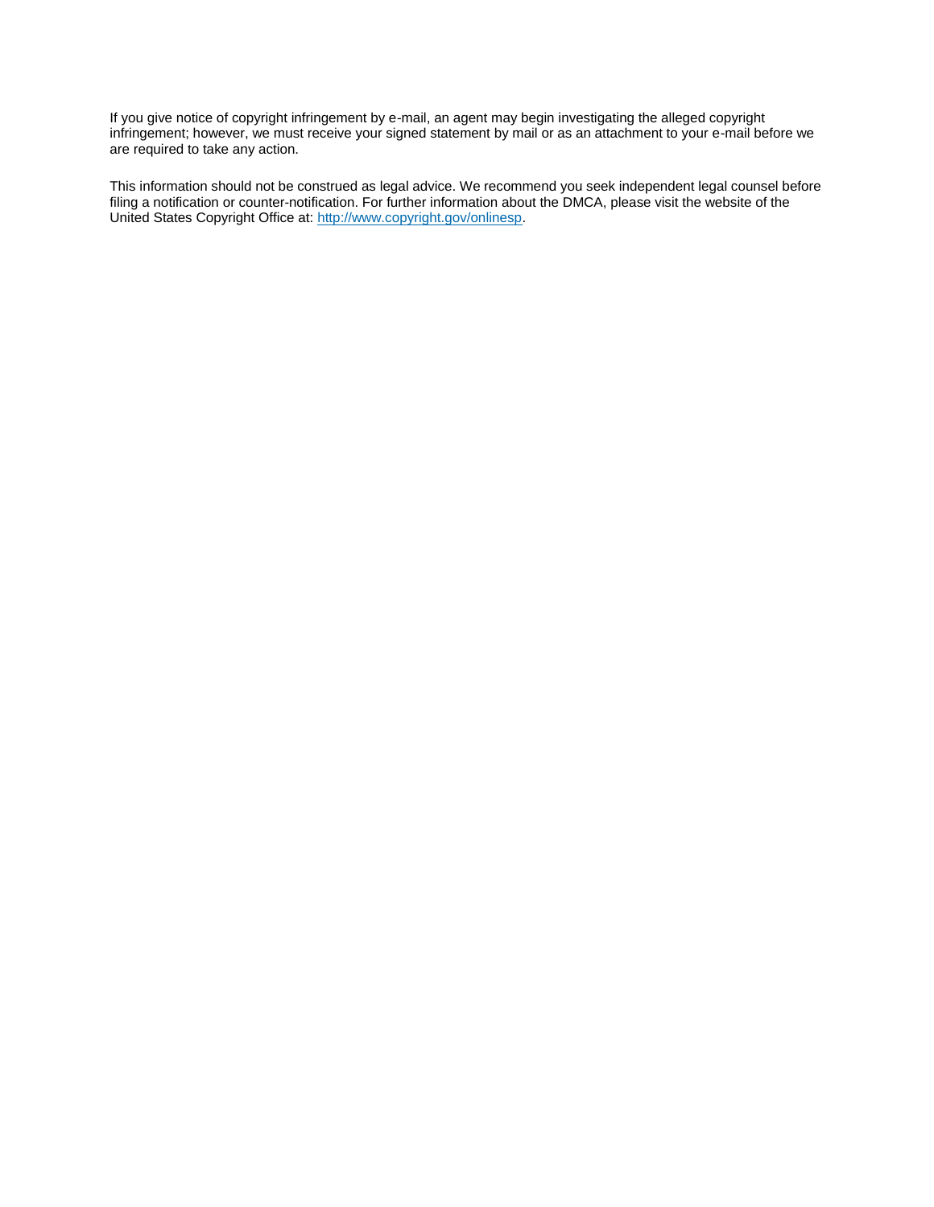If you give notice of copyright infringement by e-mail, an agent may begin investigating the alleged copyright infringement; however, we must receive your signed statement by mail or as an attachment to your e-mail before we are required to take any action.

This information should not be construed as legal advice. We recommend you seek independent legal counsel before filing a notification or counter-notification. For further information about the DMCA, please visit the website of the United States Copyright Office at: [http://www.copyright.gov/onlinesp](http://www.copyright.gov/onlinesp).